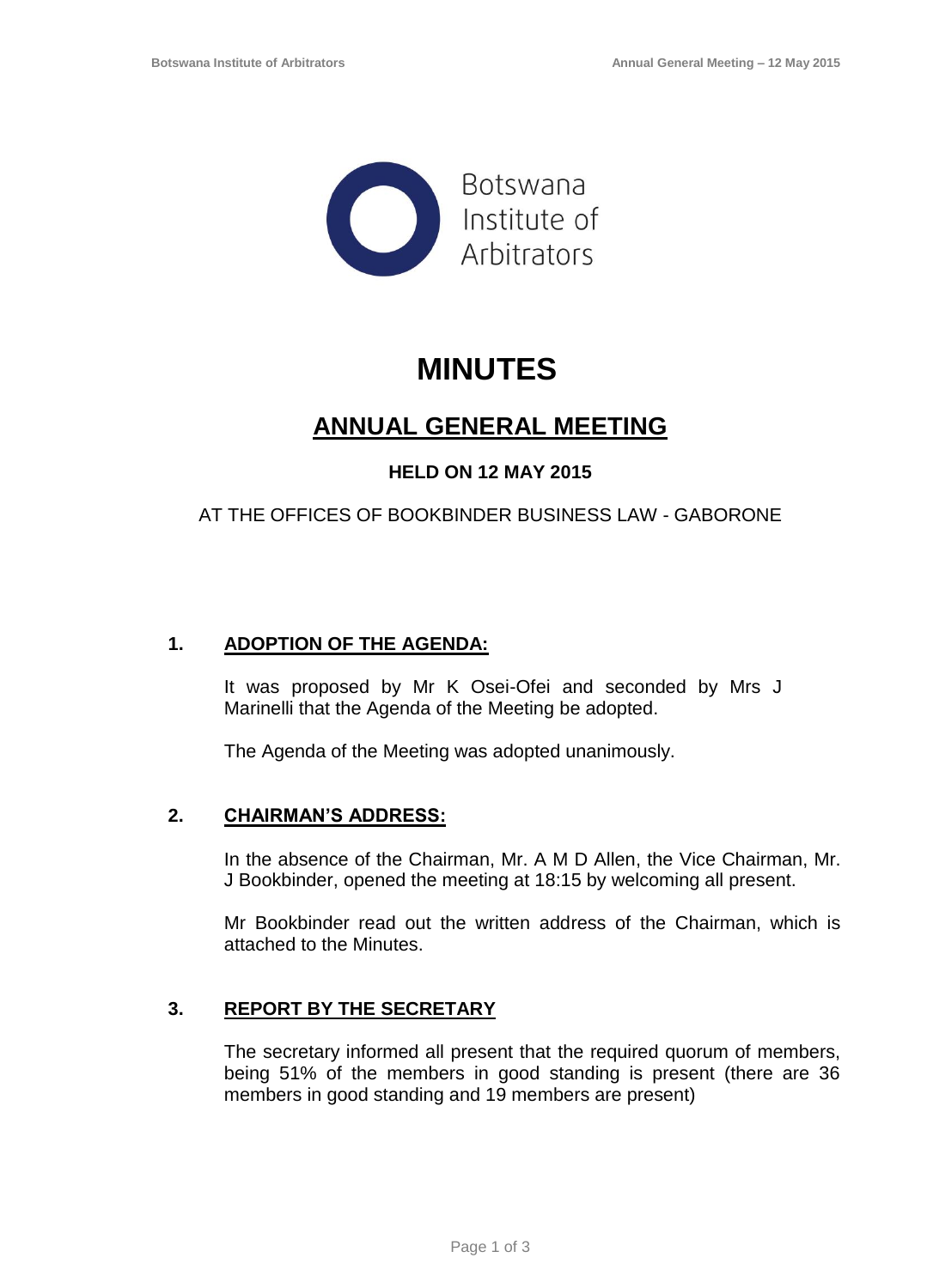Botswana Institute of Arbitrators

# MINUTES

## ANNUAL GENERAL MEETING

### HELD ON 12 MAY 2015

AT THE OFFICES OF BOOKBINDER BUSINESS LAW - GABORONE

**1. ADOPTION OF THE AGENDA:**

It was proposed by Mr K Osei-Ofei and seconded by Mrs J Marinelli that the Agenda of the Meeting be adopted.

The Agenda of the Meeting was adopted unanimously.

**2. CHAIRMAN'S ADDRESS:**

In the absence of the Chairman, Mr. A M D Allen, the Vice Chairman, Mr. J Bookbinder, opened the meeting at 18:15 by welcoming all present.

Mr Bookbinder read out the written address of the Chairman, which is attached to the Minutes.

**3. REPORT BY THE SECRETARY**

The secretary informed all present that the required quorum of members, being 51% of the members in good standing is present (there are 36 members in good standing and 19 members are present)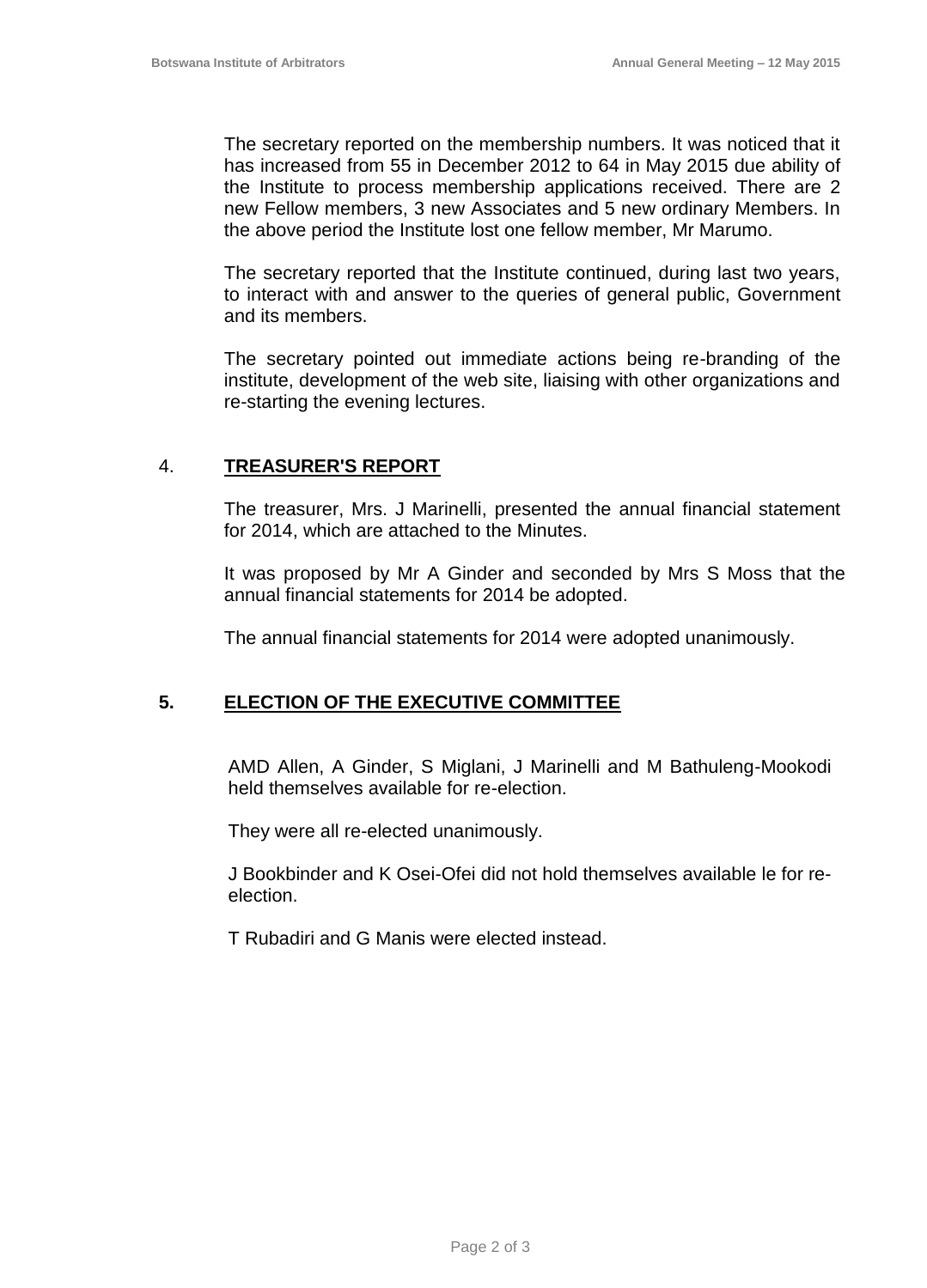The secretary reported on the membership numbers. It was noticed that it has increased from 55 in December 2012 to 64 in May 2015 due ability of the Institute to process membership applications received. There are 2 new Fellow members, 3 new Associates and 5 new ordinary Members. In the above period the Institute lost one fellow member, Mr Marumo.

The secretary reported that the Institute continued, during last two years, to interact with and answer to the queries of general public, Government and its members.

The secretary pointed out immediate actions being re-branding of the institute, development of the web site, liaising with other organizations and re-starting the evening lectures.

## 4. **TREASURER'S REPORT**

The treasurer, Mrs. J Marinelli, presented the annual financial statement for 2014, which are attached to the Minutes.

It was proposed by Mr A Ginder and seconded by Mrs S Moss that the annual financial statements for 2014 be adopted.

The annual financial statements for 2014 were adopted unanimously.

## 5. **ELECTION OF THE EXECUTIVE COMMITTEE**

AMD Allen, A Ginder, S Miglani, J Marinelli and M Bathuleng-Mookodi held themselves available for re-election.

They were all re-elected unanimously.

J Bookbinder and K Osei-Ofei did not hold themselves available le for re-election.

T Rubadiri and G Manis were elected instead.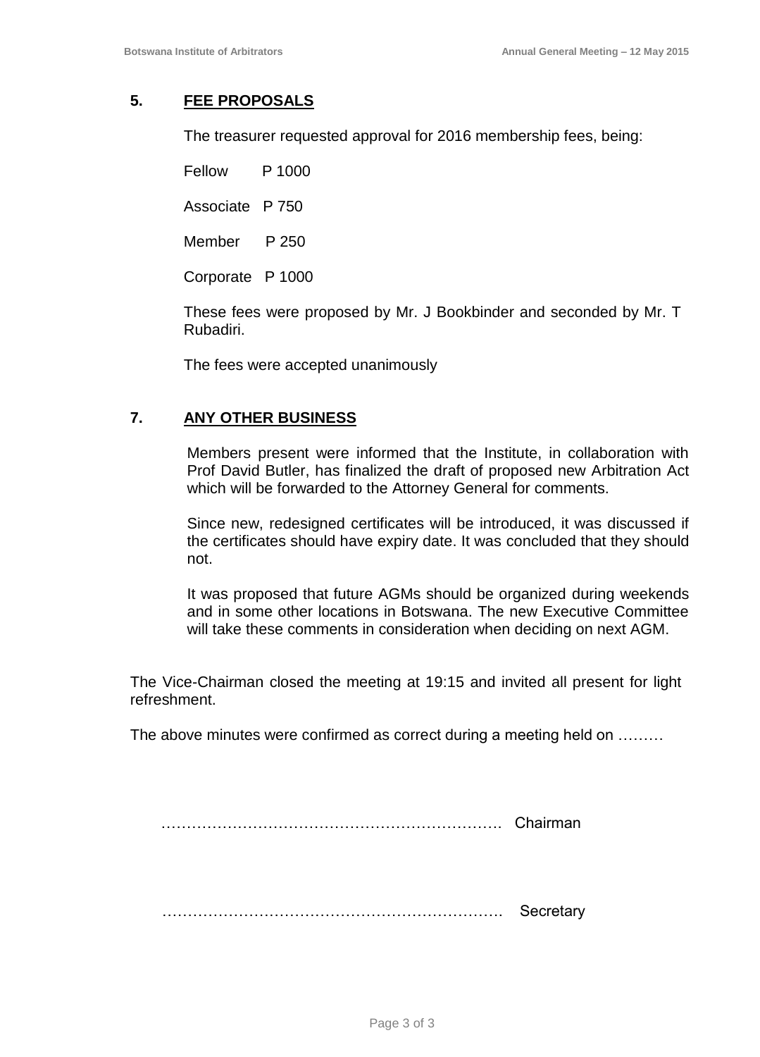## 5. FEE PROPOSALS

The treasurer requested approval for 2016 membership fees, being:

Fellow P 1000

Associate P 750

Member P 250

Corporate P 1000

These fees were proposed by Mr. J Bookbinder and seconded by Mr. T Rubadiri.

The fees were accepted unanimously

## 7. ANY OTHER BUSINESS

Members present were informed that the Institute, in collaboration with Prof David Butler, has finalized the draft of proposed new Arbitration Act which will be forwarded to the Attorney General for comments.

Since new, redesigned certificates will be introduced, it was discussed if the certificates should have expiry date. It was concluded that they should not.

It was proposed that future AGMs should be organized during weekends and in some other locations in Botswana. The new Executive Committee will take these comments in consideration when deciding on next AGM.

The Vice-Chairman closed the meeting at 19:15 and invited all present for light refreshment.

The above minutes were confirmed as correct during a meeting held on ………

…………………………………………………………. Chairman

…………………………………………………………. Secretary